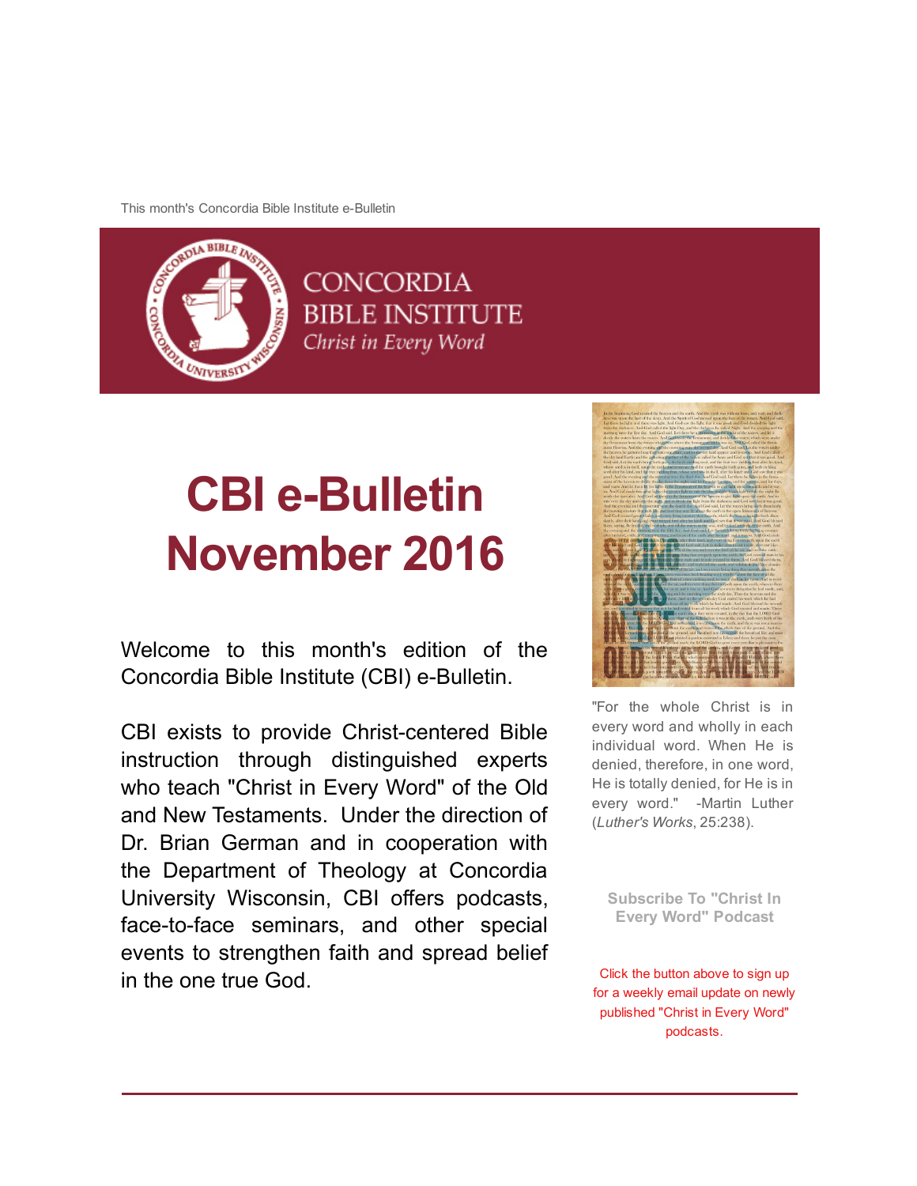This month's Concordia Bible Institute e-Bulletin

CONCORDIA
BIBLE INSTITUTE
*Christ in Every Word*

# CBI e-Bulletin November 2016

Welcome to this month's edition of the Concordia Bible Institute (CBI) e-Bulletin.

CBI exists to provide Christ-centered Bible instruction through distinguished experts who teach "Christ in Every Word" of the Old and New Testaments. Under the direction of Dr. Brian German and in cooperation with the Department of Theology at Concordia University Wisconsin, CBI offers podcasts, face-to-face seminars, and other special events to strengthen faith and spread belief in the one true God.

"For the whole Christ is in every word and wholly in each individual word. When He is denied, therefore, in one word, He is totally denied, for He is in every word." -Martin Luther (*Luther's Works*, 25:238).

**Subscribe To "Christ In Every Word" Podcast**

Click the button above to sign up for a weekly email update on newly published "Christ in Every Word" podcasts.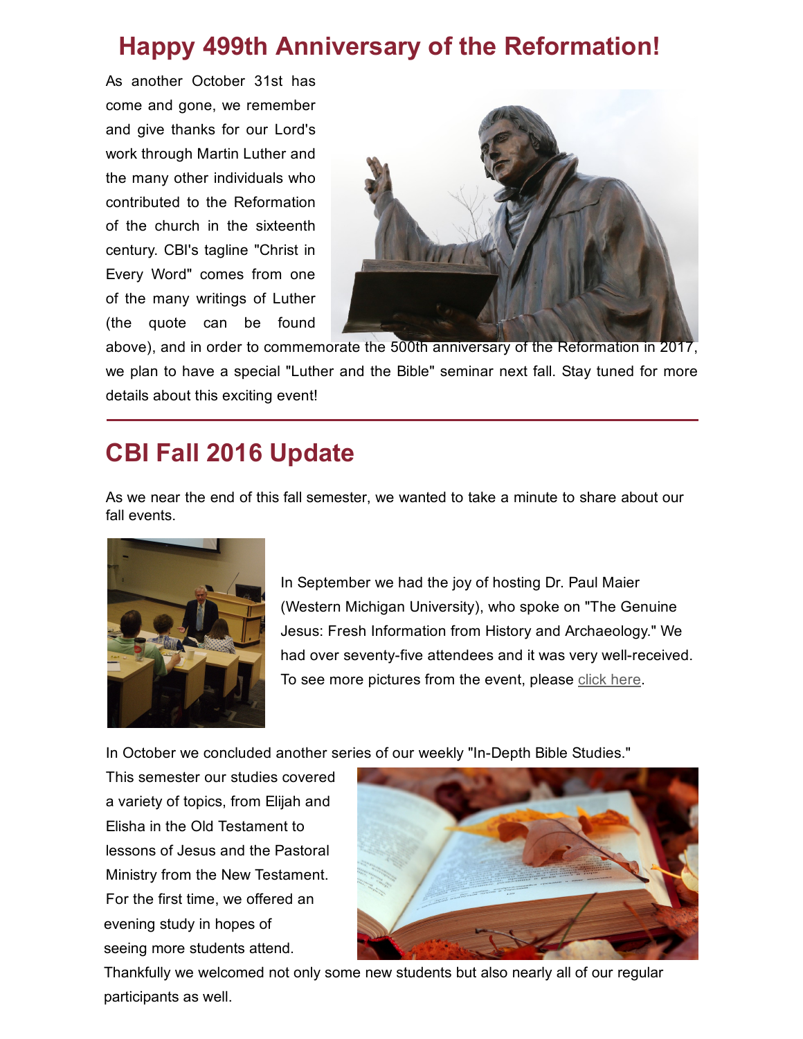# Happy 499th Anniversary of the Reformation!

As another October 31st has come and gone, we remember and give thanks for our Lord's work through Martin Luther and the many other individuals who contributed to the Reformation of the church in the sixteenth century. CBI's tagline "Christ in Every Word" comes from one of the many writings of Luther (the quote can be found above), and in order to commemorate the 500th anniversary of the Reformation in 2017, we plan to have a special "Luther and the Bible" seminar next fall. Stay tuned for more details about this exciting event!

---

## CBI Fall 2016 Update

As we near the end of this fall semester, we wanted to take a minute to share about our fall events.

In September we had the joy of hosting Dr. Paul Maier (Western Michigan University), who spoke on "The Genuine Jesus: Fresh Information from History and Archaeology." We had over seventy-five attendees and it was very well-received. To see more pictures from the event, please click here.

In October we concluded another series of our weekly "In-Depth Bible Studies." This semester our studies covered a variety of topics, from Elijah and Elisha in the Old Testament to lessons of Jesus and the Pastoral Ministry from the New Testament. For the first time, we offered an evening study in hopes of seeing more students attend. Thankfully we welcomed not only some new students but also nearly all of our regular participants as well.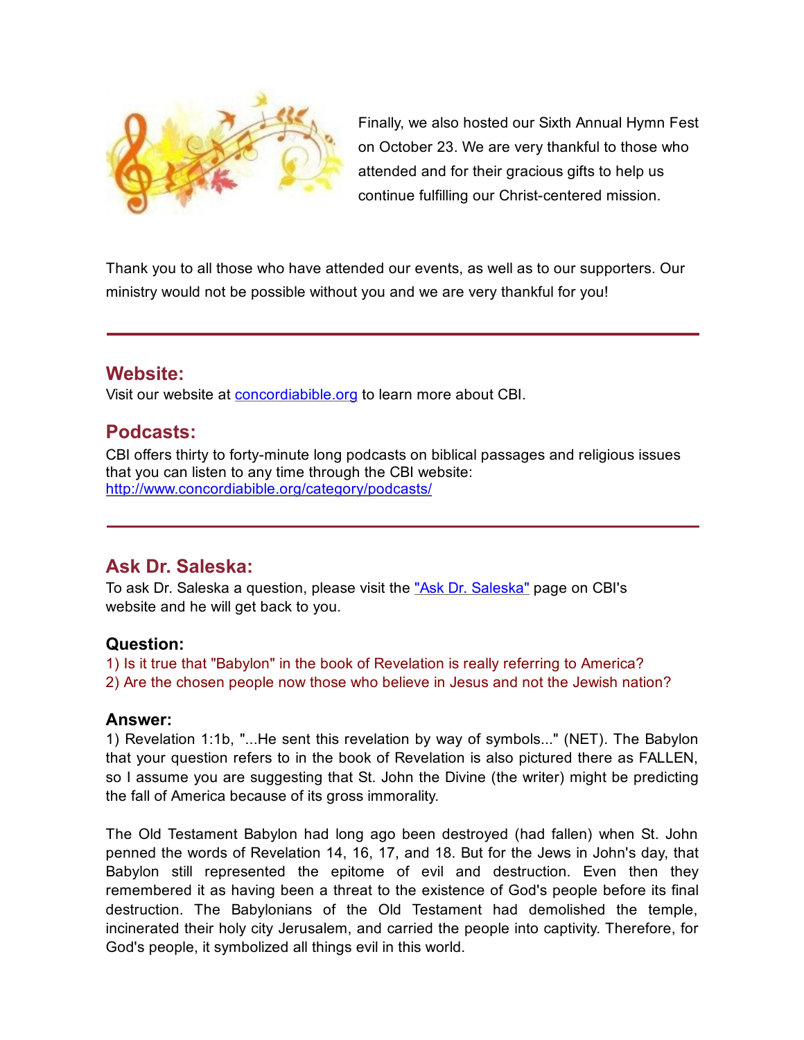Finally, we also hosted our Sixth Annual Hymn Fest on October 23. We are very thankful to those who attended and for their gracious gifts to help us continue fulfilling our Christ-centered mission.

Thank you to all those who have attended our events, as well as to our supporters. Our ministry would not be possible without you and we are very thankful for you!

---

## Website:

Visit our website at [concordiabible.org](http://concordiabible.org) to learn more about CBI.

## Podcasts:

CBI offers thirty to forty-minute long podcasts on biblical passages and religious issues that you can listen to any time through the CBI website:
[http://www.concordiabible.org/category/podcasts/](http://www.concordiabible.org/category/podcasts/)

---

## Ask Dr. Saleska:

To ask Dr. Saleska a question, please visit the ["Ask Dr. Saleska"]() page on CBI's website and he will get back to you.

### Question:

1) Is it true that "Babylon" in the book of Revelation is really referring to America?
2) Are the chosen people now those who believe in Jesus and not the Jewish nation?

### Answer:

1) Revelation 1:1b, "...He sent this revelation by way of symbols..." (NET). The Babylon that your question refers to in the book of Revelation is also pictured there as FALLEN, so I assume you are suggesting that St. John the Divine (the writer) might be predicting the fall of America because of its gross immorality.

The Old Testament Babylon had long ago been destroyed (had fallen) when St. John penned the words of Revelation 14, 16, 17, and 18. But for the Jews in John's day, that Babylon still represented the epitome of evil and destruction. Even then they remembered it as having been a threat to the existence of God's people before its final destruction. The Babylonians of the Old Testament had demolished the temple, incinerated their holy city Jerusalem, and carried the people into captivity. Therefore, for God's people, it symbolized all things evil in this world.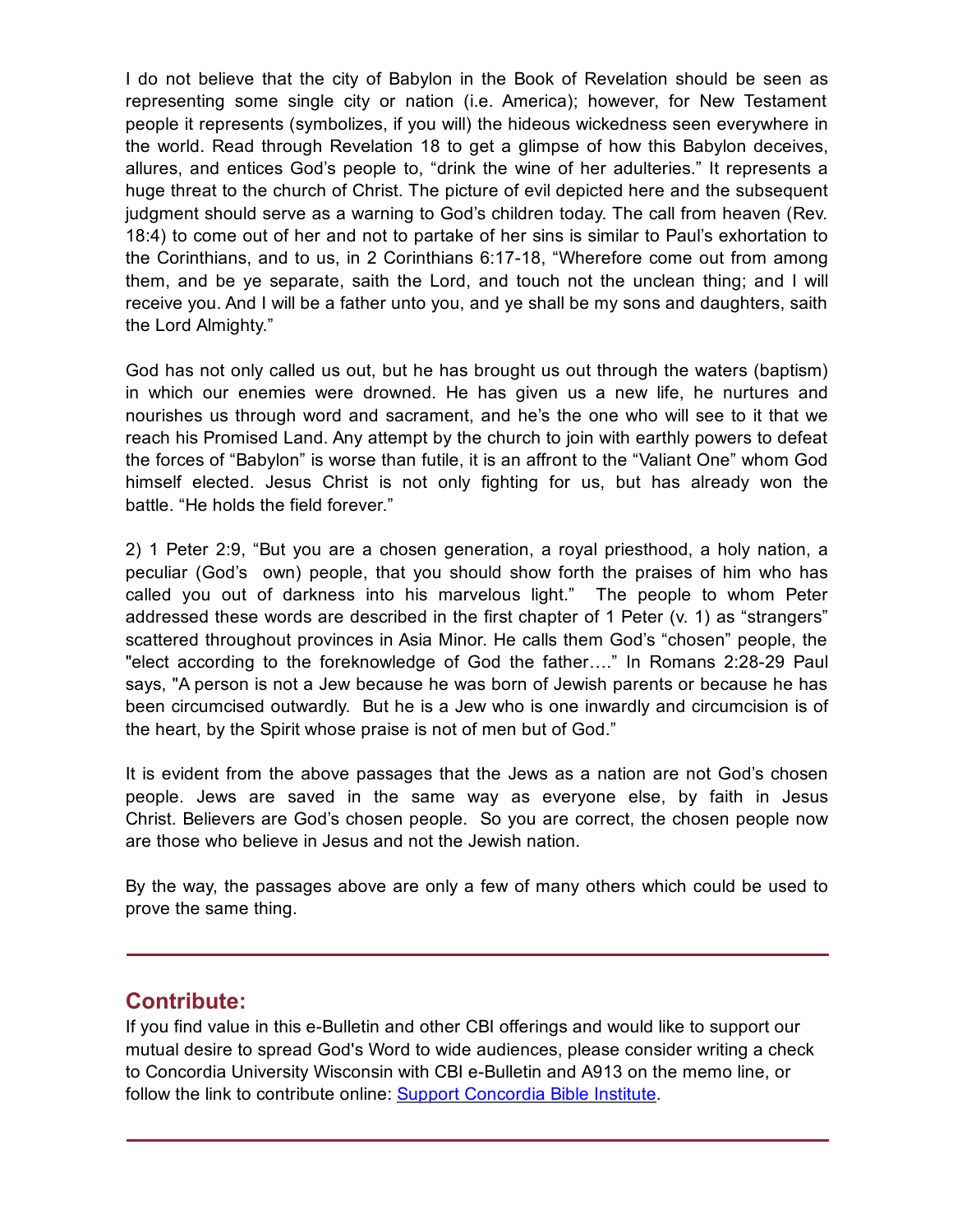I do not believe that the city of Babylon in the Book of Revelation should be seen as representing some single city or nation (i.e. America); however, for New Testament people it represents (symbolizes, if you will) the hideous wickedness seen everywhere in the world. Read through Revelation 18 to get a glimpse of how this Babylon deceives, allures, and entices God's people to, "drink the wine of her adulteries." It represents a huge threat to the church of Christ. The picture of evil depicted here and the subsequent judgment should serve as a warning to God's children today. The call from heaven (Rev. 18:4) to come out of her and not to partake of her sins is similar to Paul's exhortation to the Corinthians, and to us, in 2 Corinthians 6:17-18, "Wherefore come out from among them, and be ye separate, saith the Lord, and touch not the unclean thing; and I will receive you. And I will be a father unto you, and ye shall be my sons and daughters, saith the Lord Almighty."

God has not only called us out, but he has brought us out through the waters (baptism) in which our enemies were drowned. He has given us a new life, he nurtures and nourishes us through word and sacrament, and he's the one who will see to it that we reach his Promised Land. Any attempt by the church to join with earthly powers to defeat the forces of "Babylon" is worse than futile, it is an affront to the "Valiant One" whom God himself elected. Jesus Christ is not only fighting for us, but has already won the battle. "He holds the field forever."

2) 1 Peter 2:9, "But you are a chosen generation, a royal priesthood, a holy nation, a peculiar (God's own) people, that you should show forth the praises of him who has called you out of darkness into his marvelous light." The people to whom Peter addressed these words are described in the first chapter of 1 Peter (v. 1) as "strangers" scattered throughout provinces in Asia Minor. He calls them God's "chosen" people, the "elect according to the foreknowledge of God the father…." In Romans 2:28-29 Paul says, "A person is not a Jew because he was born of Jewish parents or because he has been circumcised outwardly. But he is a Jew who is one inwardly and circumcision is of the heart, by the Spirit whose praise is not of men but of God."

It is evident from the above passages that the Jews as a nation are not God's chosen people. Jews are saved in the same way as everyone else, by faith in Jesus Christ. Believers are God's chosen people. So you are correct, the chosen people now are those who believe in Jesus and not the Jewish nation.

By the way, the passages above are only a few of many others which could be used to prove the same thing.

---

## Contribute:

If you find value in this e-Bulletin and other CBI offerings and would like to support our mutual desire to spread God's Word to wide audiences, please consider writing a check to Concordia University Wisconsin with CBI e-Bulletin and A913 on the memo line, or follow the link to contribute online: Support Concordia Bible Institute.

---